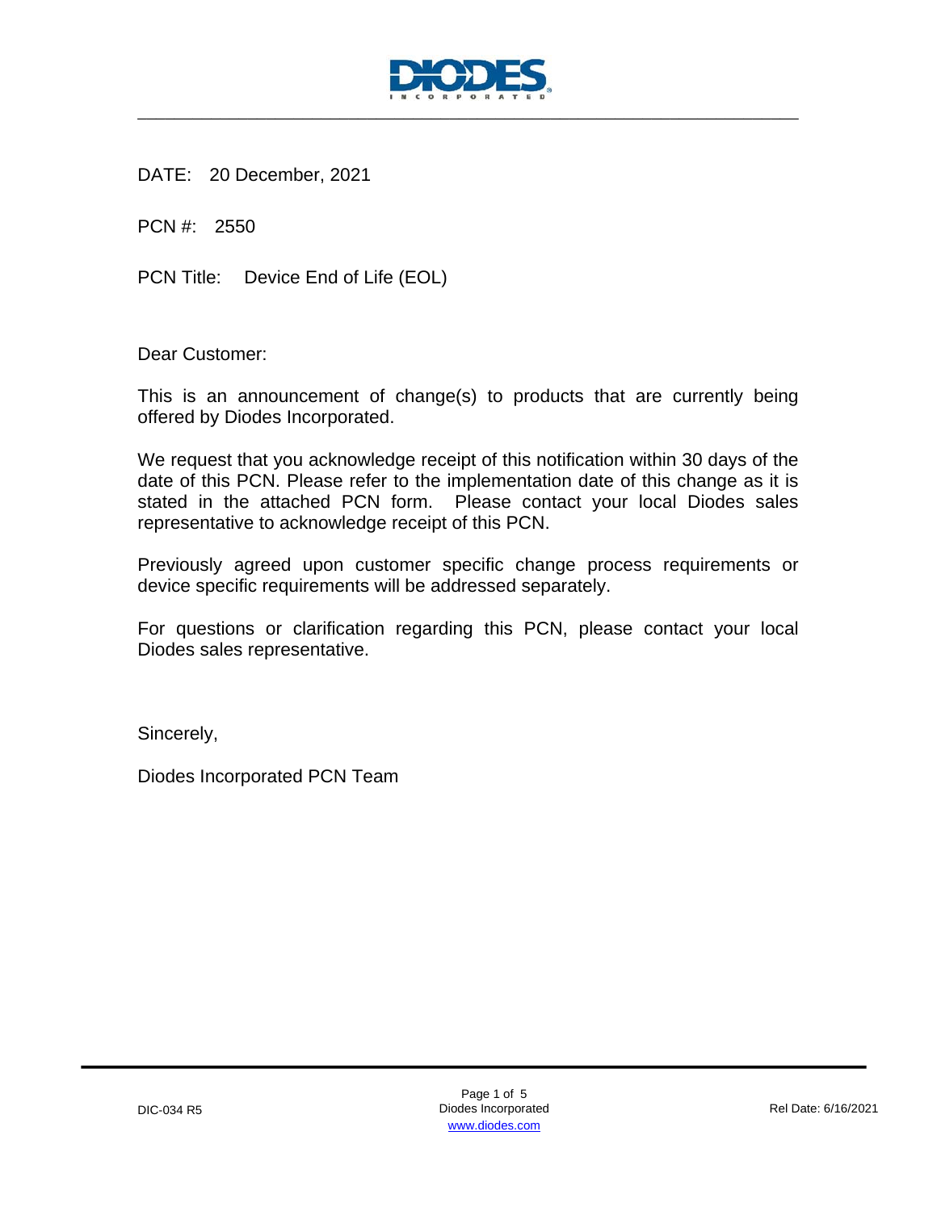DATE: 20 December, 2021

PCN #: 2550

PCN Title: Device End of Life (EOL)

Dear Customer:

This is an announcement of change(s) to products that are currently being offered by Diodes Incorporated.

We request that you acknowledge receipt of this notification within 30 days of the date of this PCN. Please refer to the implementation date of this change as it is stated in the attached PCN form. Please contact your local Diodes sales representative to acknowledge receipt of this PCN.

Previously agreed upon customer specific change process requirements or device specific requirements will be addressed separately.

For questions or clarification regarding this PCN, please contact your local Diodes sales representative.

Sincerely,

Diodes Incorporated PCN Team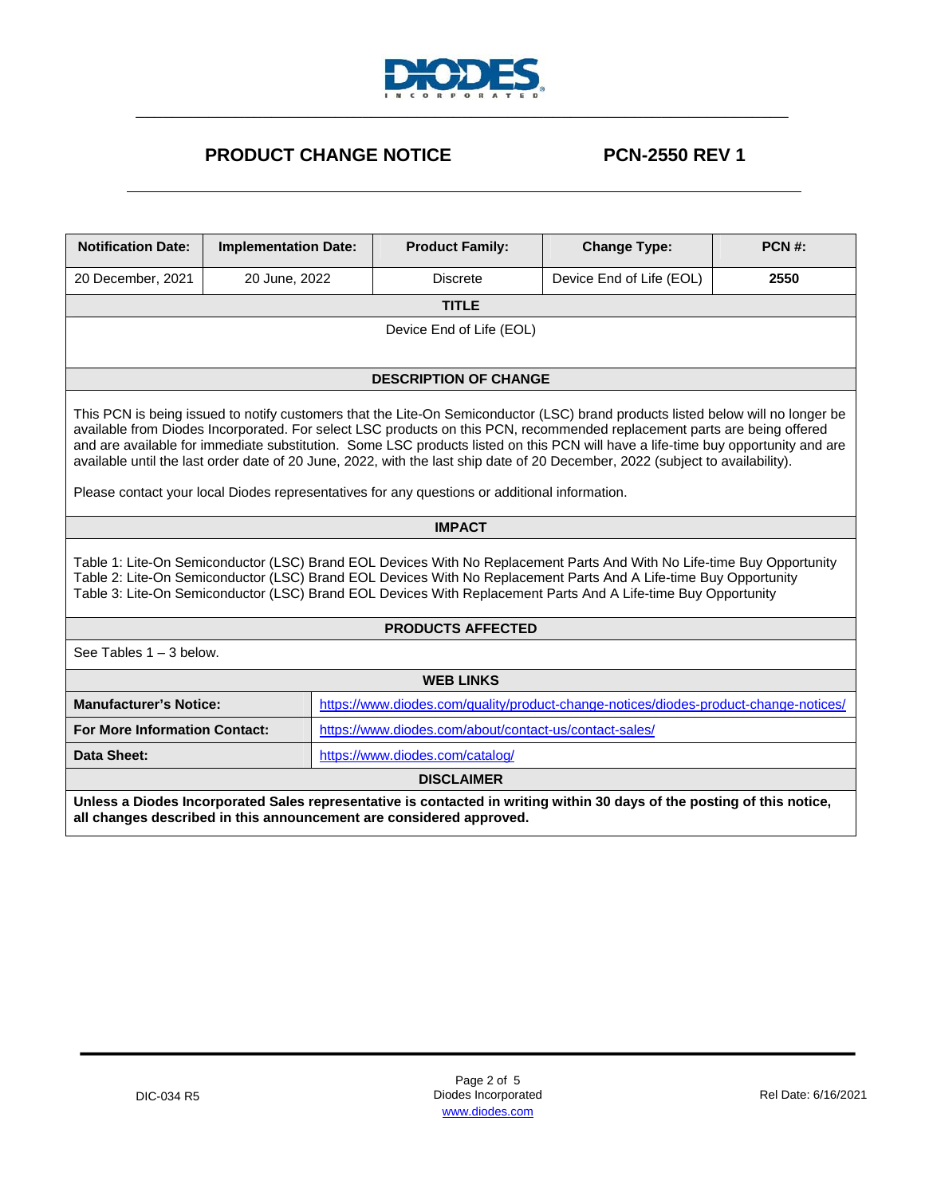# PRODUCT CHANGE NOTICE

# PCN-2550 REV 1

| Notification Date: | Implementation Date: | Product Family: | Change Type: | PCN #: |
|---|---|---|---|---|
| 20 December, 2021 | 20 June, 2022 | Discrete | Device End of Life (EOL) | **2550** |

## TITLE

Device End of Life (EOL)

## DESCRIPTION OF CHANGE

This PCN is being issued to notify customers that the Lite-On Semiconductor (LSC) brand products listed below will no longer be available from Diodes Incorporated. For select LSC products on this PCN, recommended replacement parts are being offered and are available for immediate substitution. Some LSC products listed on this PCN will have a life-time buy opportunity and are available until the last order date of 20 June, 2022, with the last ship date of 20 December, 2022 (subject to availability).

Please contact your local Diodes representatives for any questions or additional information.

## IMPACT

Table 1: Lite-On Semiconductor (LSC) Brand EOL Devices With No Replacement Parts And With No Life-time Buy Opportunity
Table 2: Lite-On Semiconductor (LSC) Brand EOL Devices With No Replacement Parts And A Life-time Buy Opportunity
Table 3: Lite-On Semiconductor (LSC) Brand EOL Devices With Replacement Parts And A Life-time Buy Opportunity

## PRODUCTS AFFECTED

See Tables 1 – 3 below.

## WEB LINKS

| | |
|---|---|
| **Manufacturer's Notice:** | https://www.diodes.com/quality/product-change-notices/diodes-product-change-notices/ |
| **For More Information Contact:** | https://www.diodes.com/about/contact-us/contact-sales/ |
| **Data Sheet:** | https://www.diodes.com/catalog/ |

## DISCLAIMER

**Unless a Diodes Incorporated Sales representative is contacted in writing within 30 days of the posting of this notice, all changes described in this announcement are considered approved.**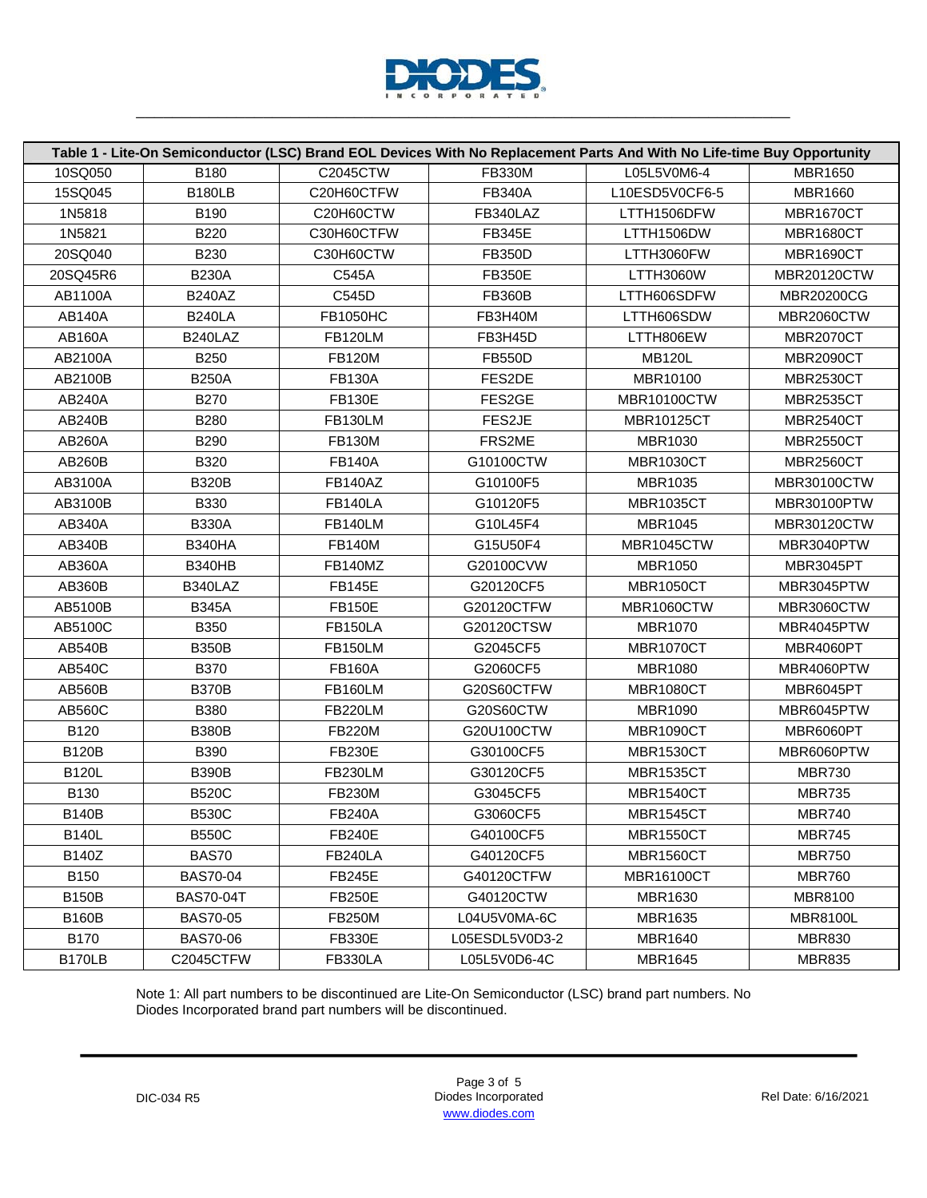| Table 1 - Lite-On Semiconductor (LSC) Brand EOL Devices With No Replacement Parts And With No Life-time Buy Opportunity | | | | | |
|---|---|---|---|---|---|
| 10SQ050 | B180 | C2045CTW | FB330M | L05L5V0M6-4 | MBR1650 |
| 15SQ045 | B180LB | C20H60CTFW | FB340A | L10ESD5V0CF6-5 | MBR1660 |
| 1N5818 | B190 | C20H60CTW | FB340LAZ | LTTH1506DFW | MBR1670CT |
| 1N5821 | B220 | C30H60CTFW | FB345E | LTTH1506DW | MBR1680CT |
| 20SQ040 | B230 | C30H60CTW | FB350D | LTTH3060FW | MBR1690CT |
| 20SQ45R6 | B230A | C545A | FB350E | LTTH3060W | MBR20120CTW |
| AB1100A | B240AZ | C545D | FB360B | LTTH606SDFW | MBR20200CG |
| AB140A | B240LA | FB1050HC | FB3H40M | LTTH606SDW | MBR2060CTW |
| AB160A | B240LAZ | FB120LM | FB3H45D | LTTH806EW | MBR2070CT |
| AB2100A | B250 | FB120M | FB550D | MB120L | MBR2090CT |
| AB2100B | B250A | FB130A | FES2DE | MBR10100 | MBR2530CT |
| AB240A | B270 | FB130E | FES2GE | MBR10100CTW | MBR2535CT |
| AB240B | B280 | FB130LM | FES2JE | MBR10125CT | MBR2540CT |
| AB260A | B290 | FB130M | FRS2ME | MBR1030 | MBR2550CT |
| AB260B | B320 | FB140A | G10100CTW | MBR1030CT | MBR2560CT |
| AB3100A | B320B | FB140AZ | G10100F5 | MBR1035 | MBR30100CTW |
| AB3100B | B330 | FB140LA | G10120F5 | MBR1035CT | MBR30100PTW |
| AB340A | B330A | FB140LM | G10L45F4 | MBR1045 | MBR30120CTW |
| AB340B | B340HA | FB140M | G15U50F4 | MBR1045CTW | MBR3040PTW |
| AB360A | B340HB | FB140MZ | G20100CVW | MBR1050 | MBR3045PT |
| AB360B | B340LAZ | FB145E | G20120CF5 | MBR1050CT | MBR3045PTW |
| AB5100B | B345A | FB150E | G20120CTFW | MBR1060CTW | MBR3060CTW |
| AB5100C | B350 | FB150LA | G20120CTSW | MBR1070 | MBR4045PTW |
| AB540B | B350B | FB150LM | G2045CF5 | MBR1070CT | MBR4060PT |
| AB540C | B370 | FB160A | G2060CF5 | MBR1080 | MBR4060PTW |
| AB560B | B370B | FB160LM | G20S60CTFW | MBR1080CT | MBR6045PT |
| AB560C | B380 | FB220LM | G20S60CTW | MBR1090 | MBR6045PTW |
| B120 | B380B | FB220M | G20U100CTW | MBR1090CT | MBR6060PT |
| B120B | B390 | FB230E | G30100CF5 | MBR1530CT | MBR6060PTW |
| B120L | B390B | FB230LM | G30120CF5 | MBR1535CT | MBR730 |
| B130 | B520C | FB230M | G3045CF5 | MBR1540CT | MBR735 |
| B140B | B530C | FB240A | G3060CF5 | MBR1545CT | MBR740 |
| B140L | B550C | FB240E | G40100CF5 | MBR1550CT | MBR745 |
| B140Z | BAS70 | FB240LA | G40120CF5 | MBR1560CT | MBR750 |
| B150 | BAS70-04 | FB245E | G40120CTFW | MBR16100CT | MBR760 |
| B150B | BAS70-04T | FB250E | G40120CTW | MBR1630 | MBR8100 |
| B160B | BAS70-05 | FB250M | L04U5V0MA-6C | MBR1635 | MBR8100L |
| B170 | BAS70-06 | FB330E | L05ESDL5V0D3-2 | MBR1640 | MBR830 |
| B170LB | C2045CTFW | FB330LA | L05L5V0D6-4C | MBR1645 | MBR835 |

Note 1: All part numbers to be discontinued are Lite-On Semiconductor (LSC) brand part numbers. No Diodes Incorporated brand part numbers will be discontinued.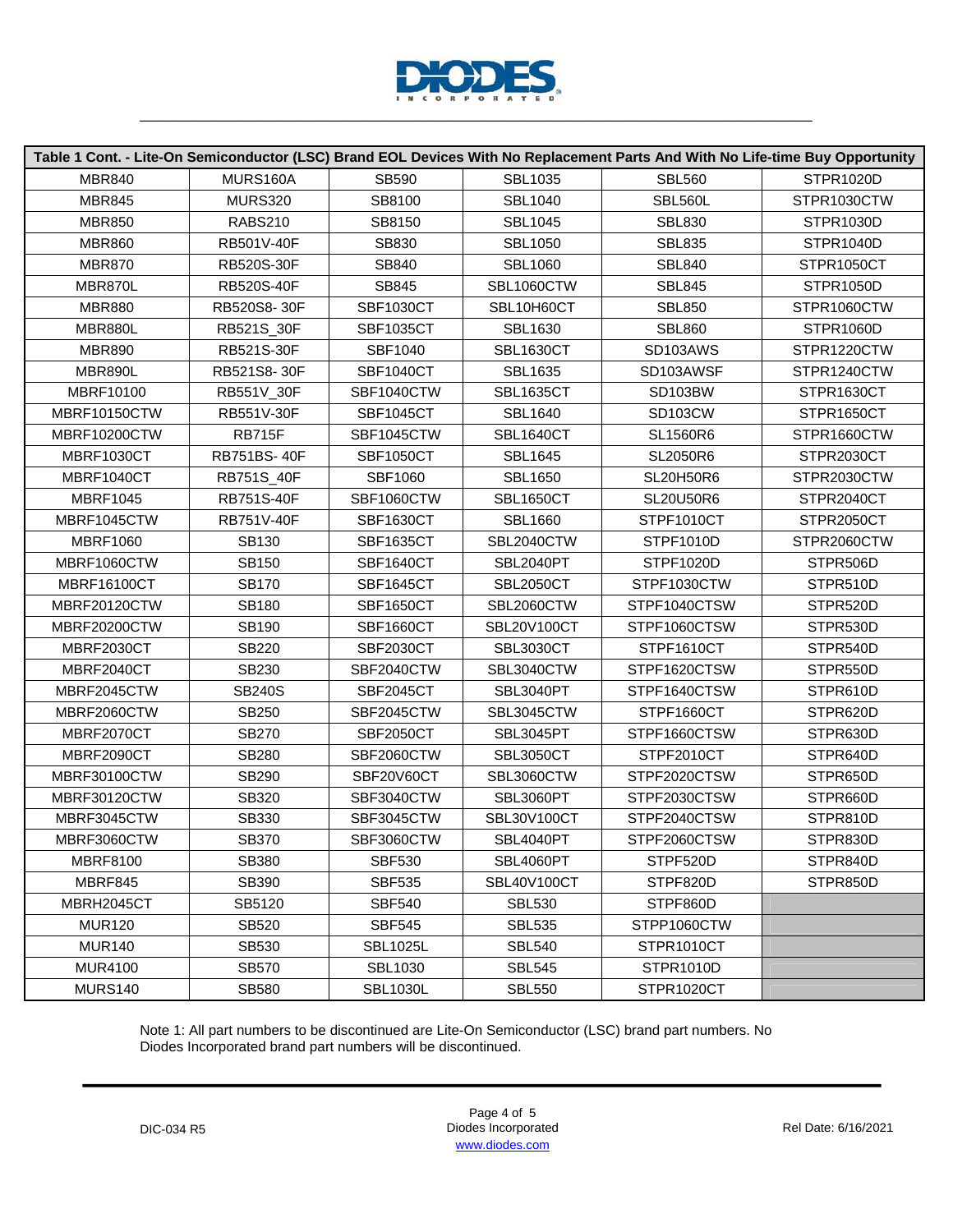| Table 1 Cont. - Lite-On Semiconductor (LSC) Brand EOL Devices With No Replacement Parts And With No Life-time Buy Opportunity | | | | | |
|---|---|---|---|---|---|
| MBR840 | MURS160A | SB590 | SBL1035 | SBL560 | STPR1020D |
| MBR845 | MURS320 | SB8100 | SBL1040 | SBL560L | STPR1030CTW |
| MBR850 | RABS210 | SB8150 | SBL1045 | SBL830 | STPR1030D |
| MBR860 | RB501V-40F | SB830 | SBL1050 | SBL835 | STPR1040D |
| MBR870 | RB520S-30F | SB840 | SBL1060 | SBL840 | STPR1050CT |
| MBR870L | RB520S-40F | SB845 | SBL1060CTW | SBL845 | STPR1050D |
| MBR880 | RB520S8- 30F | SBF1030CT | SBL10H60CT | SBL850 | STPR1060CTW |
| MBR880L | RB521S_30F | SBF1035CT | SBL1630 | SBL860 | STPR1060D |
| MBR890 | RB521S-30F | SBF1040 | SBL1630CT | SD103AWS | STPR1220CTW |
| MBR890L | RB521S8- 30F | SBF1040CT | SBL1635 | SD103AWSF | STPR1240CTW |
| MBRF10100 | RB551V_30F | SBF1040CTW | SBL1635CT | SD103BW | STPR1630CT |
| MBRF10150CTW | RB551V-30F | SBF1045CT | SBL1640 | SD103CW | STPR1650CT |
| MBRF10200CTW | RB715F | SBF1045CTW | SBL1640CT | SL1560R6 | STPR1660CTW |
| MBRF1030CT | RB751BS- 40F | SBF1050CT | SBL1645 | SL2050R6 | STPR2030CT |
| MBRF1040CT | RB751S_40F | SBF1060 | SBL1650 | SL20H50R6 | STPR2030CTW |
| MBRF1045 | RB751S-40F | SBF1060CTW | SBL1650CT | SL20U50R6 | STPR2040CT |
| MBRF1045CTW | RB751V-40F | SBF1630CT | SBL1660 | STPF1010CT | STPR2050CT |
| MBRF1060 | SB130 | SBF1635CT | SBL2040CTW | STPF1010D | STPR2060CTW |
| MBRF1060CTW | SB150 | SBF1640CT | SBL2040PT | STPF1020D | STPR506D |
| MBRF16100CT | SB170 | SBF1645CT | SBL2050CT | STPF1030CTW | STPR510D |
| MBRF20120CTW | SB180 | SBF1650CT | SBL2060CTW | STPF1040CTSW | STPR520D |
| MBRF20200CTW | SB190 | SBF1660CT | SBL20V100CT | STPF1060CTSW | STPR530D |
| MBRF2030CT | SB220 | SBF2030CT | SBL3030CT | STPF1610CT | STPR540D |
| MBRF2040CT | SB230 | SBF2040CTW | SBL3040CTW | STPF1620CTSW | STPR550D |
| MBRF2045CTW | SB240S | SBF2045CT | SBL3040PT | STPF1640CTSW | STPR610D |
| MBRF2060CTW | SB250 | SBF2045CTW | SBL3045CTW | STPF1660CT | STPR620D |
| MBRF2070CT | SB270 | SBF2050CT | SBL3045PT | STPF1660CTSW | STPR630D |
| MBRF2090CT | SB280 | SBF2060CTW | SBL3050CT | STPF2010CT | STPR640D |
| MBRF30100CTW | SB290 | SBF20V60CT | SBL3060CTW | STPF2020CTSW | STPR650D |
| MBRF30120CTW | SB320 | SBF3040CTW | SBL3060PT | STPF2030CTSW | STPR660D |
| MBRF3045CTW | SB330 | SBF3045CTW | SBL30V100CT | STPF2040CTSW | STPR810D |
| MBRF3060CTW | SB370 | SBF3060CTW | SBL4040PT | STPF2060CTSW | STPR830D |
| MBRF8100 | SB380 | SBF530 | SBL4060PT | STPF520D | STPR840D |
| MBRF845 | SB390 | SBF535 | SBL40V100CT | STPF820D | STPR850D |
| MBRH2045CT | SB5120 | SBF540 | SBL530 | STPF860D | |
| MUR120 | SB520 | SBF545 | SBL535 | STPP1060CTW | |
| MUR140 | SB530 | SBL1025L | SBL540 | STPR1010CT | |
| MUR4100 | SB570 | SBL1030 | SBL545 | STPR1010D | |
| MURS140 | SB580 | SBL1030L | SBL550 | STPR1020CT | |

Note 1: All part numbers to be discontinued are Lite-On Semiconductor (LSC) brand part numbers. No Diodes Incorporated brand part numbers will be discontinued.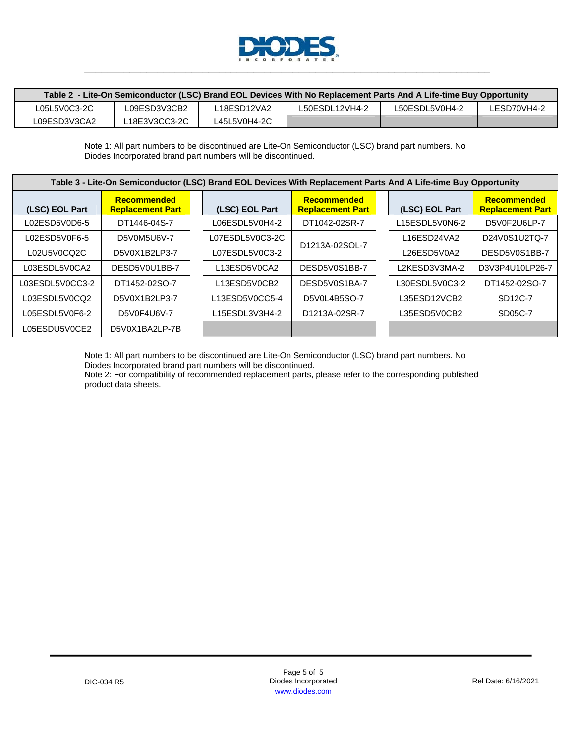| Table 2 - Lite-On Semiconductor (LSC) Brand EOL Devices With No Replacement Parts And A Life-time Buy Opportunity | | | | | |
|---|---|---|---|---|---|
| L05L5V0C3-2C | L09ESD3V3CB2 | L18ESD12VA2 | L50ESDL12VH4-2 | L50ESDL5V0H4-2 | LESD70VH4-2 |
| L09ESD3V3CA2 | L18E3V3CC3-2C | L45L5V0H4-2C | | | |

Note 1: All part numbers to be discontinued are Lite-On Semiconductor (LSC) brand part numbers. No Diodes Incorporated brand part numbers will be discontinued.

| Table 3 - Lite-On Semiconductor (LSC) Brand EOL Devices With Replacement Parts And A Life-time Buy Opportunity | | | | | |
|---|---|---|---|---|---|
| **(LSC) EOL Part** | **Recommended Replacement Part** | **(LSC) EOL Part** | **Recommended Replacement Part** | **(LSC) EOL Part** | **Recommended Replacement Part** |
| L02ESD5V0D6-5 | DT1446-04S-7 | L06ESDL5V0H4-2 | DT1042-02SR-7 | L15ESDL5V0N6-2 | D5V0F2U6LP-7 |
| L02ESD5V0F6-5 | D5V0M5U6V-7 | L07ESDL5V0C3-2C | D1213A-02SOL-7 | L16ESD24VA2 | D24V0S1U2TQ-7 |
| L02U5V0CQ2C | D5V0X1B2LP3-7 | L07ESDL5V0C3-2 | D1213A-02SOL-7 | L26ESD5V0A2 | DESD5V0S1BB-7 |
| L03ESDL5V0CA2 | DESD5V0U1BB-7 | L13ESD5V0CA2 | DESD5V0S1BB-7 | L2KESD3V3MA-2 | D3V3P4U10LP26-7 |
| L03ESDL5V0CC3-2 | DT1452-02SO-7 | L13ESD5V0CB2 | DESD5V0S1BA-7 | L30ESDL5V0C3-2 | DT1452-02SO-7 |
| L03ESDL5V0CQ2 | D5V0X1B2LP3-7 | L13ESD5V0CC5-4 | D5V0L4B5SO-7 | L35ESD12VCB2 | SD12C-7 |
| L05ESDL5V0F6-2 | D5V0F4U6V-7 | L15ESDL3V3H4-2 | D1213A-02SR-7 | L35ESD5V0CB2 | SD05C-7 |
| L05ESDU5V0CE2 | D5V0X1BA2LP-7B | | | | |

Note 1: All part numbers to be discontinued are Lite-On Semiconductor (LSC) brand part numbers. No Diodes Incorporated brand part numbers will be discontinued.
Note 2: For compatibility of recommended replacement parts, please refer to the corresponding published product data sheets.

DIC-034 R5

Diodes Incorporated
www.diodes.com

Rel Date: 6/16/2021